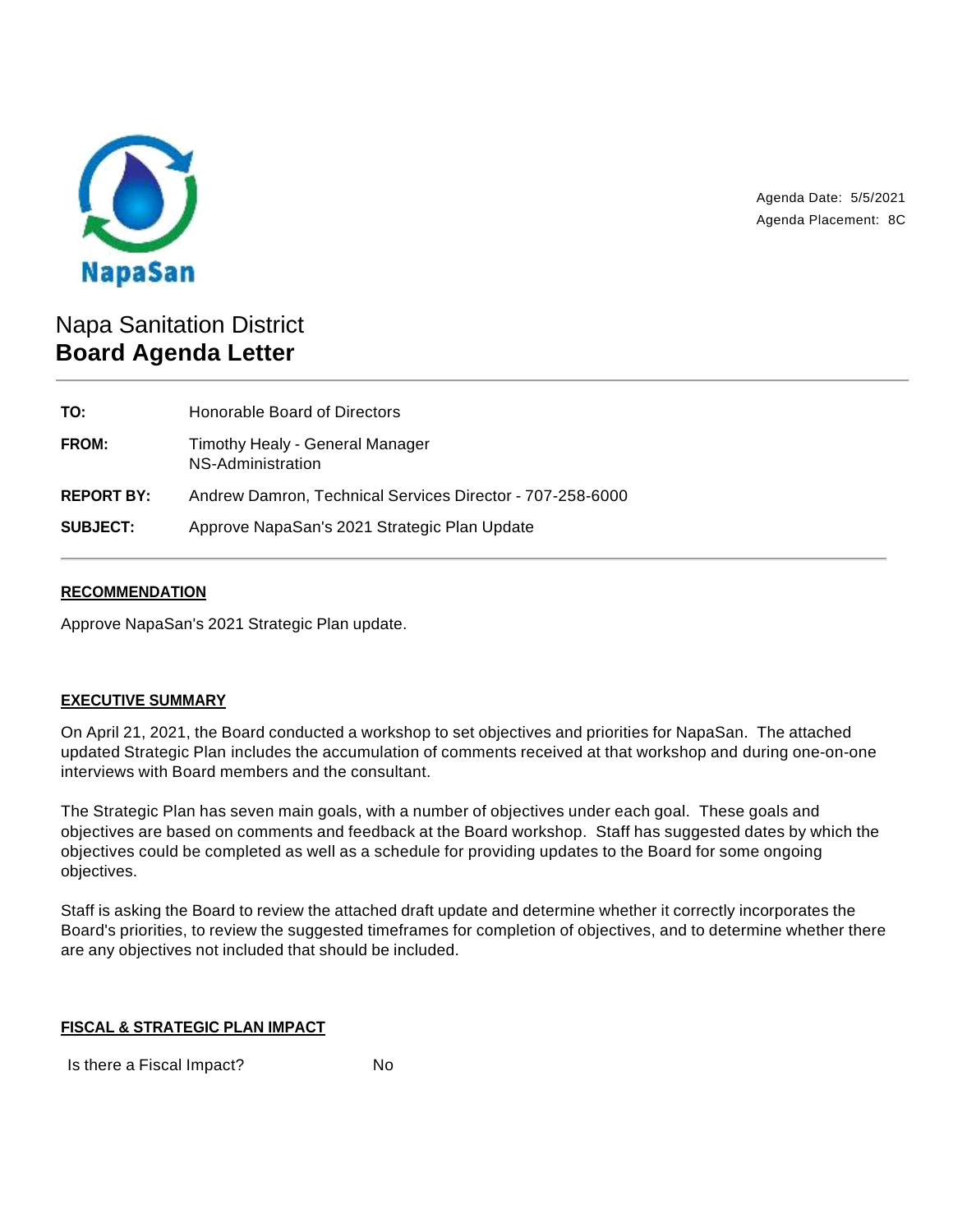NapaSan

Agenda Date: 5/5/2021
Agenda Placement: 8C

# Napa Sanitation District
# **Board Agenda Letter**

| | |
|---|---|
| **TO:** | Honorable Board of Directors |
| **FROM:** | Timothy Healy - General Manager<br>NS-Administration |
| **REPORT BY:** | Andrew Damron, Technical Services Director - 707-258-6000 |
| **SUBJECT:** | Approve NapaSan's 2021 Strategic Plan Update |

## **RECOMMENDATION**

Approve NapaSan's 2021 Strategic Plan update.

## **EXECUTIVE SUMMARY**

On April 21, 2021, the Board conducted a workshop to set objectives and priorities for NapaSan. The attached updated Strategic Plan includes the accumulation of comments received at that workshop and during one-on-one interviews with Board members and the consultant.

The Strategic Plan has seven main goals, with a number of objectives under each goal. These goals and objectives are based on comments and feedback at the Board workshop. Staff has suggested dates by which the objectives could be completed as well as a schedule for providing updates to the Board for some ongoing objectives.

Staff is asking the Board to review the attached draft update and determine whether it correctly incorporates the Board's priorities, to review the suggested timeframes for completion of objectives, and to determine whether there are any objectives not included that should be included.

## **FISCAL & STRATEGIC PLAN IMPACT**

| | |
|---|---|
| Is there a Fiscal Impact? | No |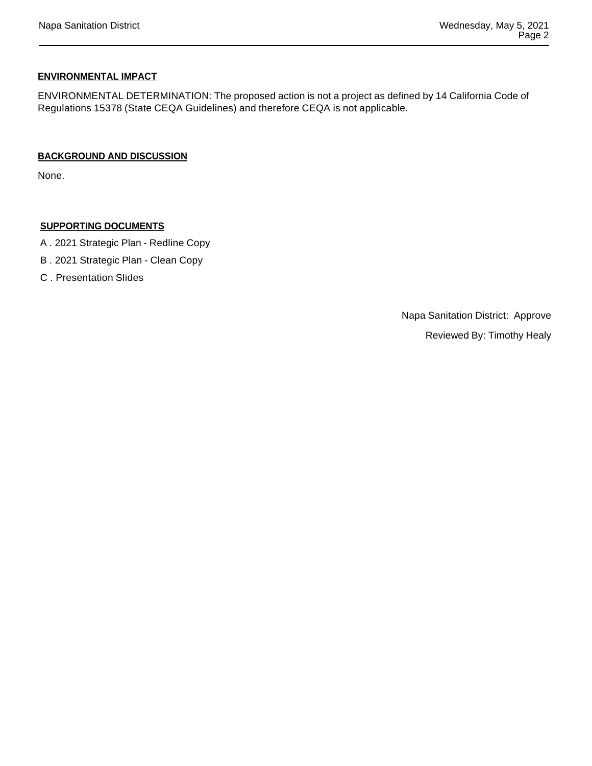**ENVIRONMENTAL IMPACT**

ENVIRONMENTAL DETERMINATION: The proposed action is not a project as defined by 14 California Code of Regulations 15378 (State CEQA Guidelines) and therefore CEQA is not applicable.

**BACKGROUND AND DISCUSSION**

None.

**SUPPORTING DOCUMENTS**

A . 2021 Strategic Plan - Redline Copy

B . 2021 Strategic Plan - Clean Copy

C . Presentation Slides

Napa Sanitation District: Approve

Reviewed By: Timothy Healy